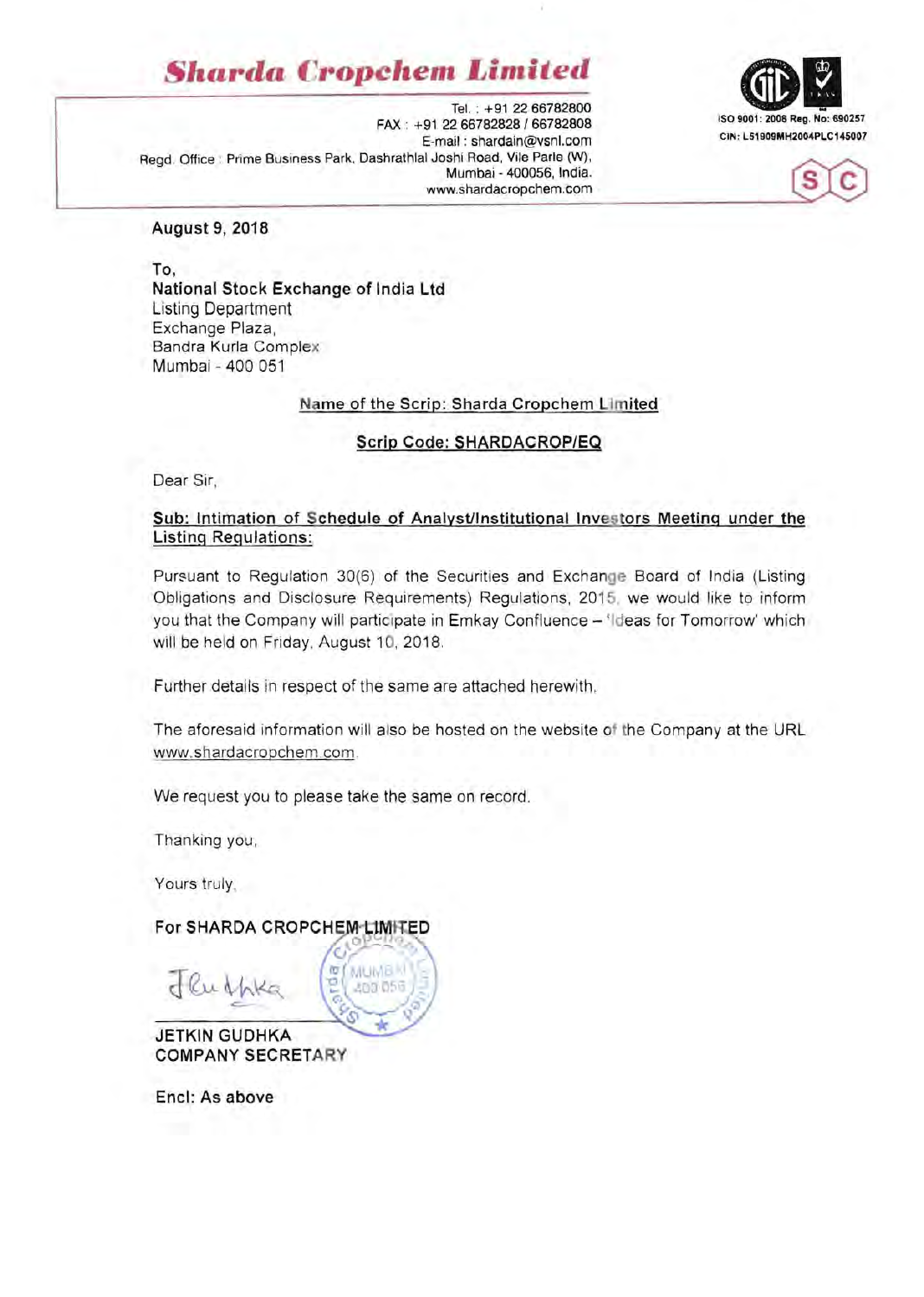# Sharda Cropchem Limited

Tel. : +91 22 66782800
FAX : +91 22 66782828 / 66782808
E-mail : shardain@vsnl.com
Regd. Office : Prime Business Park, Dashrathlal Joshi Road, Vile Parle (W), Mumbai - 400056, India.
www.shardacropchem.com

ISO 9001: 2008 Reg. No: 690257
CIN: L51909MH2004PLC145007

**August 9, 2018**

To,
**National Stock Exchange of India Ltd**
Listing Department
Exchange Plaza,
Bandra Kurla Complex
Mumbai - 400 051

**Name of the Scrip: Sharda Cropchem Limited**

**Scrip Code: SHARDACROP/EQ**

Dear Sir,

**Sub: Intimation of Schedule of Analyst/Institutional Investors Meeting under the Listing Regulations:**

Pursuant to Regulation 30(6) of the Securities and Exchange Board of India (Listing Obligations and Disclosure Requirements) Regulations, 2015, we would like to inform you that the Company will participate in Emkay Confluence – 'Ideas for Tomorrow' which will be held on Friday, August 10, 2018.

Further details in respect of the same are attached herewith.

The aforesaid information will also be hosted on the website of the Company at the URL www.shardacropchem.com.

We request you to please take the same on record.

Thanking you,

Yours truly,

**For SHARDA CROPCHEM LIMITED**

**JETKIN GUDHKA**
**COMPANY SECRETARY**

**Encl: As above**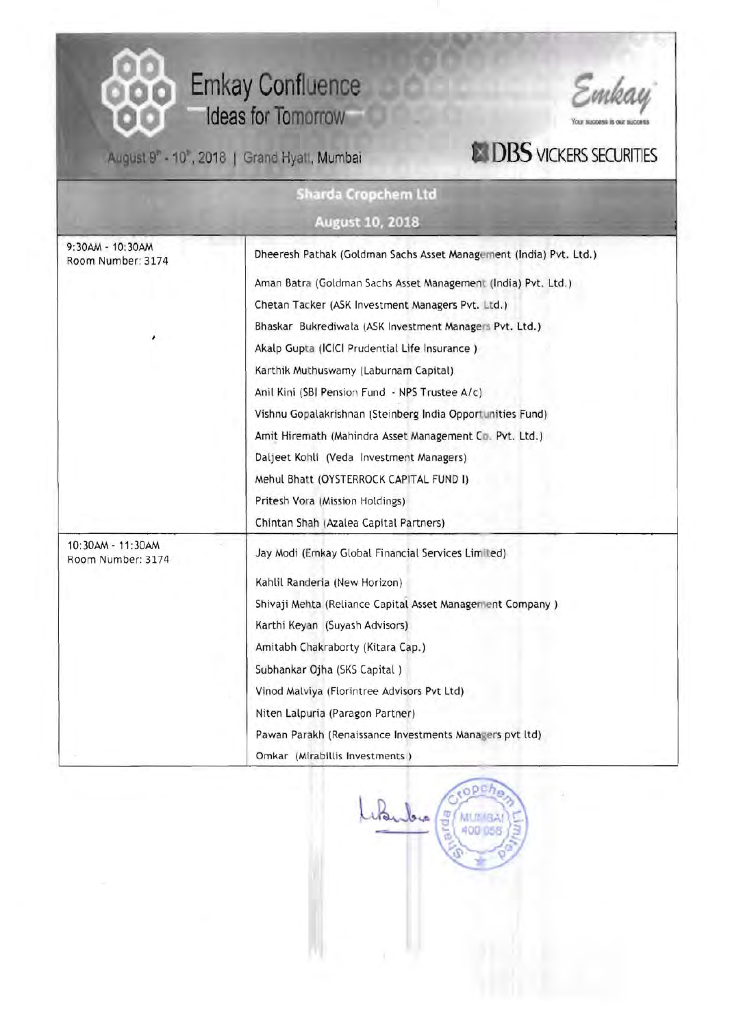Emkay Confluence
Ideas for Tomorrow

August 9th - 10th, 2018 | Grand Hyatt, Mumbai

Emkay
Your success is our success

DBS VICKERS SECURITIES

## Sharda Cropchem Ltd

### August 10, 2018

| | |
|---|---|
| 9:30AM - 10:30AM<br>Room Number: 3174 | Dheeresh Pathak (Goldman Sachs Asset Management (India) Pvt. Ltd.)<br>Aman Batra (Goldman Sachs Asset Management (India) Pvt. Ltd.)<br>Chetan Tacker (ASK Investment Managers Pvt. Ltd.)<br>Bhaskar Bukrediwala (ASK Investment Managers Pvt. Ltd.)<br>Akalp Gupta (ICICI Prudential Life Insurance )<br>Karthik Muthuswamy (Laburnam Capital)<br>Anil Kini (SBI Pension Fund - NPS Trustee A/c)<br>Vishnu Gopalakrishnan (Steinberg India Opportunities Fund)<br>Amit Hiremath (Mahindra Asset Management Co. Pvt. Ltd.)<br>Daljeet Kohli (Veda Investment Managers)<br>Mehul Bhatt (OYSTERROCK CAPITAL FUND I)<br>Pritesh Vora (Mission Holdings)<br>Chintan Shah (Azalea Capital Partners) |
| 10:30AM - 11:30AM<br>Room Number: 3174 | Jay Modi (Emkay Global Financial Services Limited)<br>Kahlil Randeria (New Horizon)<br>Shivaji Mehta (Reliance Capital Asset Management Company )<br>Karthi Keyan (Suyash Advisors)<br>Amitabh Chakraborty (Kitara Cap.)<br>Subhankar Ojha (SKS Capital )<br>Vinod Malviya (Florintree Advisors Pvt Ltd)<br>Niten Lalpuria (Paragon Partner)<br>Pawan Parakh (Renaissance Investments Managers pvt ltd)<br>Omkar (Mirabillis Investments ) |

Sharda Cropchem Limited
MUMBAI 400 058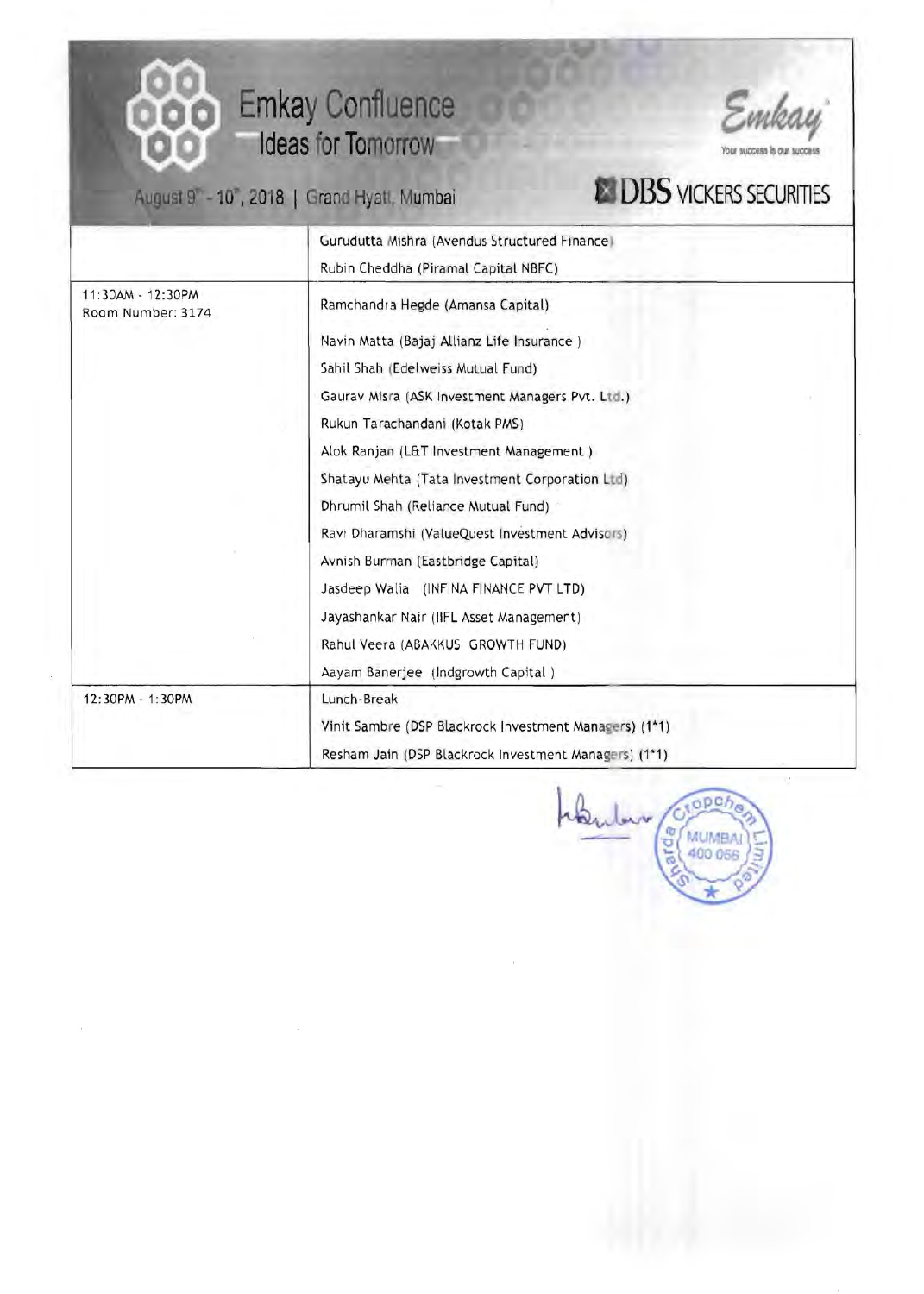# Emkay Confluence – Ideas for Tomorrow

August 9th - 10th, 2018 | Grand Hyatt, Mumbai

| | |
|---|---|
| | Gurudutta Mishra (Avendus Structured Finance) |
| | Rubin Cheddha (Piramal Capital NBFC) |
| 11:30AM - 12:30PM<br>Room Number: 3174 | Ramchandra Hegde (Amansa Capital) |
| | Navin Matta (Bajaj Allianz Life Insurance ) |
| | Sahil Shah (Edelweiss Mutual Fund) |
| | Gaurav Misra (ASK Investment Managers Pvt. Ltd.) |
| | Rukun Tarachandani (Kotak PMS) |
| | Alok Ranjan (L&T Investment Management ) |
| | Shatayu Mehta (Tata Investment Corporation Ltd) |
| | Dhrumil Shah (Reliance Mutual Fund) |
| | Ravi Dharamshi (ValueQuest Investment Advisors) |
| | Avnish Burman (Eastbridge Capital) |
| | Jasdeep Walia (INFINA FINANCE PVT LTD) |
| | Jayashankar Nair (IIFL Asset Management) |
| | Rahul Veera (ABAKKUS GROWTH FUND) |
| | Aayam Banerjee (Indgrowth Capital ) |
| 12:30PM - 1:30PM | Lunch-Break |
| | Vinit Sambre (DSP Blackrock Investment Managers) (1*1) |
| | Resham Jain (DSP Blackrock Investment Managers) (1*1) |

Sharda Cropchem Limited
MUMBAI 400 056